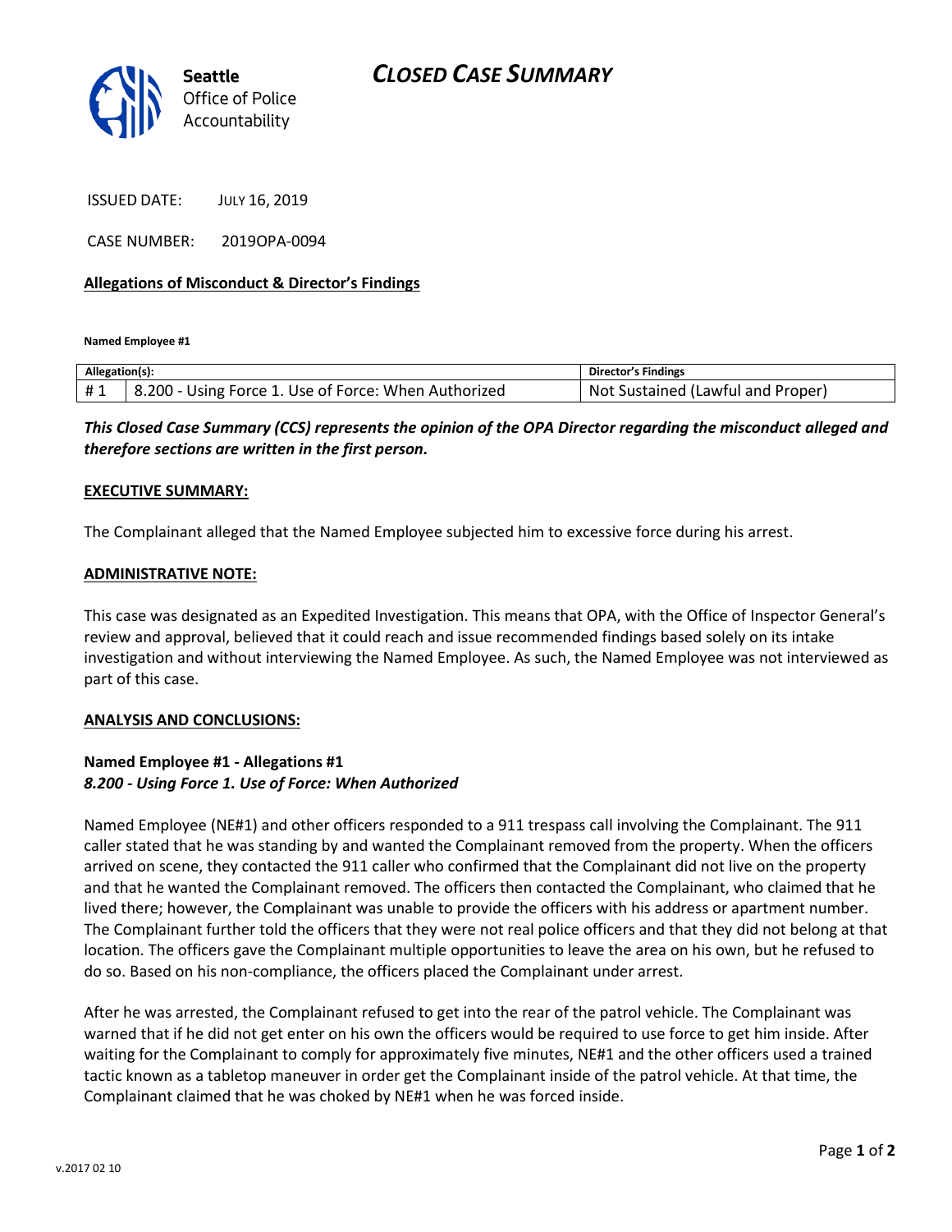Seattle Office of Police Accountability

# CLOSED CASE SUMMARY

ISSUED DATE: JULY 16, 2019

CASE NUMBER: 2019OPA-0094

**Allegations of Misconduct & Director's Findings**

**Named Employee #1**

| Allegation(s): | | Director's Findings |
|---|---|---|
| # 1 | 8.200 - Using Force 1. Use of Force: When Authorized | Not Sustained (Lawful and Proper) |

***This Closed Case Summary (CCS) represents the opinion of the OPA Director regarding the misconduct alleged and therefore sections are written in the first person.***

**EXECUTIVE SUMMARY:**

The Complainant alleged that the Named Employee subjected him to excessive force during his arrest.

**ADMINISTRATIVE NOTE:**

This case was designated as an Expedited Investigation. This means that OPA, with the Office of Inspector General's review and approval, believed that it could reach and issue recommended findings based solely on its intake investigation and without interviewing the Named Employee. As such, the Named Employee was not interviewed as part of this case.

**ANALYSIS AND CONCLUSIONS:**

**Named Employee #1 - Allegations #1**
***8.200 - Using Force 1. Use of Force: When Authorized***

Named Employee (NE#1) and other officers responded to a 911 trespass call involving the Complainant. The 911 caller stated that he was standing by and wanted the Complainant removed from the property. When the officers arrived on scene, they contacted the 911 caller who confirmed that the Complainant did not live on the property and that he wanted the Complainant removed. The officers then contacted the Complainant, who claimed that he lived there; however, the Complainant was unable to provide the officers with his address or apartment number. The Complainant further told the officers that they were not real police officers and that they did not belong at that location. The officers gave the Complainant multiple opportunities to leave the area on his own, but he refused to do so. Based on his non-compliance, the officers placed the Complainant under arrest.

After he was arrested, the Complainant refused to get into the rear of the patrol vehicle. The Complainant was warned that if he did not get enter on his own the officers would be required to use force to get him inside. After waiting for the Complainant to comply for approximately five minutes, NE#1 and the other officers used a trained tactic known as a tabletop maneuver in order get the Complainant inside of the patrol vehicle. At that time, the Complainant claimed that he was choked by NE#1 when he was forced inside.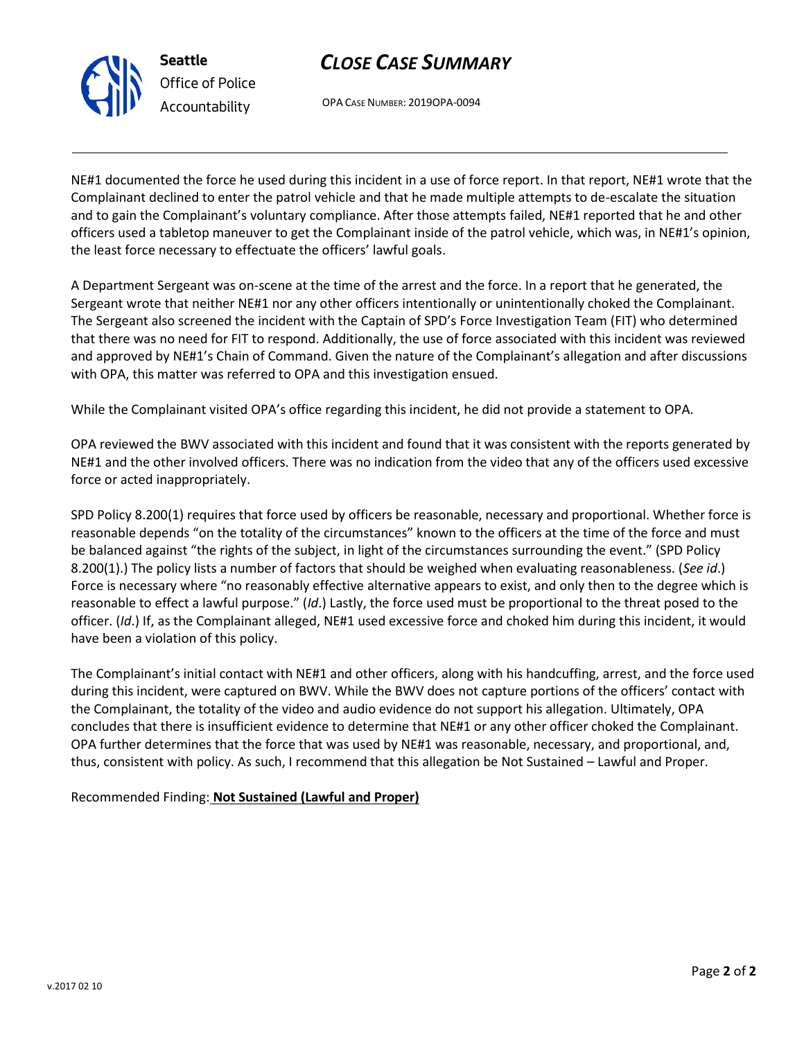NE#1 documented the force he used during this incident in a use of force report. In that report, NE#1 wrote that the Complainant declined to enter the patrol vehicle and that he made multiple attempts to de-escalate the situation and to gain the Complainant's voluntary compliance. After those attempts failed, NE#1 reported that he and other officers used a tabletop maneuver to get the Complainant inside of the patrol vehicle, which was, in NE#1's opinion, the least force necessary to effectuate the officers' lawful goals.

A Department Sergeant was on-scene at the time of the arrest and the force. In a report that he generated, the Sergeant wrote that neither NE#1 nor any other officers intentionally or unintentionally choked the Complainant. The Sergeant also screened the incident with the Captain of SPD's Force Investigation Team (FIT) who determined that there was no need for FIT to respond. Additionally, the use of force associated with this incident was reviewed and approved by NE#1's Chain of Command. Given the nature of the Complainant's allegation and after discussions with OPA, this matter was referred to OPA and this investigation ensued.

While the Complainant visited OPA's office regarding this incident, he did not provide a statement to OPA.

OPA reviewed the BWV associated with this incident and found that it was consistent with the reports generated by NE#1 and the other involved officers. There was no indication from the video that any of the officers used excessive force or acted inappropriately.

SPD Policy 8.200(1) requires that force used by officers be reasonable, necessary and proportional. Whether force is reasonable depends "on the totality of the circumstances" known to the officers at the time of the force and must be balanced against "the rights of the subject, in light of the circumstances surrounding the event." (SPD Policy 8.200(1).) The policy lists a number of factors that should be weighed when evaluating reasonableness. (*See id*.) Force is necessary where "no reasonably effective alternative appears to exist, and only then to the degree which is reasonable to effect a lawful purpose." (*Id*.) Lastly, the force used must be proportional to the threat posed to the officer. (*Id*.) If, as the Complainant alleged, NE#1 used excessive force and choked him during this incident, it would have been a violation of this policy.

The Complainant's initial contact with NE#1 and other officers, along with his handcuffing, arrest, and the force used during this incident, were captured on BWV. While the BWV does not capture portions of the officers' contact with the Complainant, the totality of the video and audio evidence do not support his allegation. Ultimately, OPA concludes that there is insufficient evidence to determine that NE#1 or any other officer choked the Complainant. OPA further determines that the force that was used by NE#1 was reasonable, necessary, and proportional, and, thus, consistent with policy. As such, I recommend that this allegation be Not Sustained – Lawful and Proper.

Recommended Finding: **Not Sustained (Lawful and Proper)**